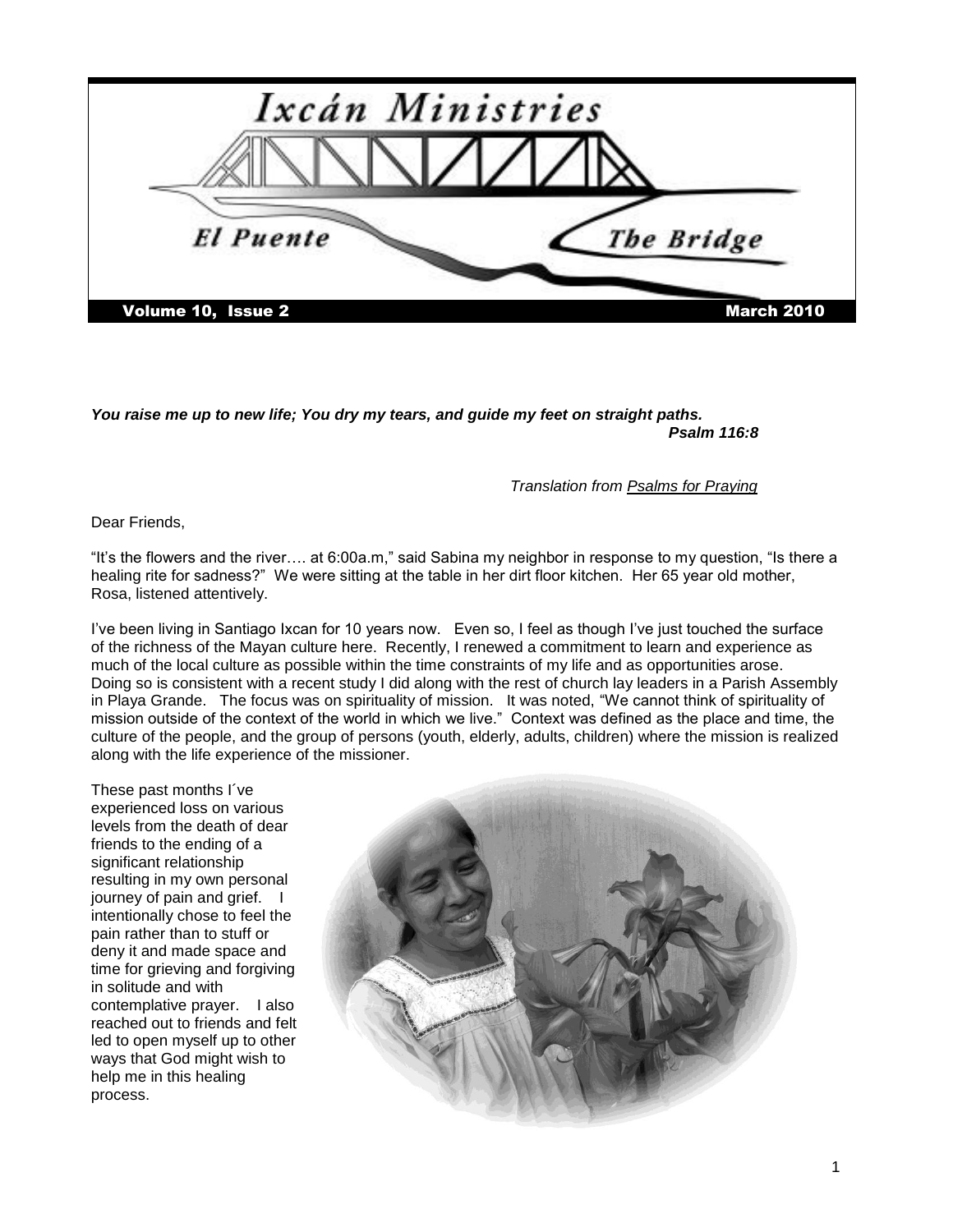# Ixcán Ministries

## El Puente — The Bridge

**Volume 10, Issue 2** — **March 2010**

***You raise me up to new life; You dry my tears, and guide my feet on straight paths.***
***Psalm 116:8***

*Translation from Psalms for Praying*

Dear Friends,

"It's the flowers and the river…. at 6:00a.m," said Sabina my neighbor in response to my question, "Is there a healing rite for sadness?" We were sitting at the table in her dirt floor kitchen. Her 65 year old mother, Rosa, listened attentively.

I've been living in Santiago Ixcan for 10 years now. Even so, I feel as though I've just touched the surface of the richness of the Mayan culture here. Recently, I renewed a commitment to learn and experience as much of the local culture as possible within the time constraints of my life and as opportunities arose. Doing so is consistent with a recent study I did along with the rest of church lay leaders in a Parish Assembly in Playa Grande. The focus was on spirituality of mission. It was noted, "We cannot think of spirituality of mission outside of the context of the world in which we live." Context was defined as the place and time, the culture of the people, and the group of persons (youth, elderly, adults, children) where the mission is realized along with the life experience of the missioner.

These past months I´ve experienced loss on various levels from the death of dear friends to the ending of a significant relationship resulting in my own personal journey of pain and grief. I intentionally chose to feel the pain rather than to stuff or deny it and made space and time for grieving and forgiving in solitude and with contemplative prayer. I also reached out to friends and felt led to open myself up to other ways that God might wish to help me in this healing process.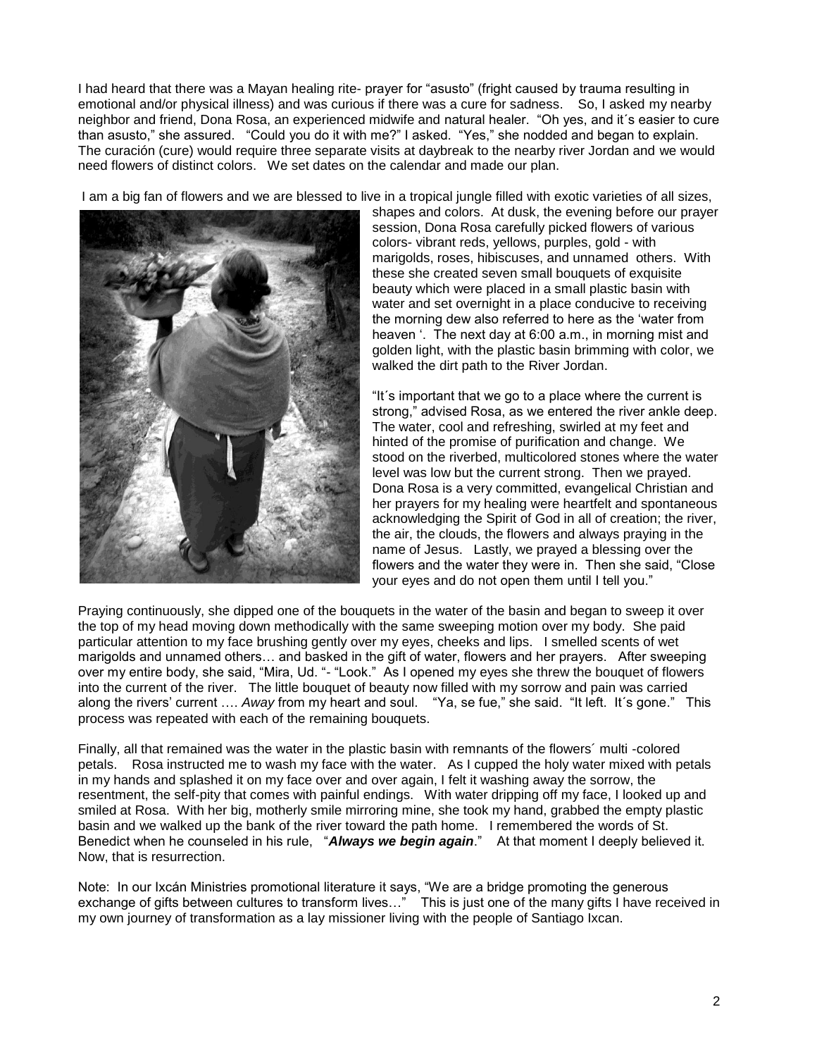I had heard that there was a Mayan healing rite- prayer for "asusto" (fright caused by trauma resulting in emotional and/or physical illness) and was curious if there was a cure for sadness. So, I asked my nearby neighbor and friend, Dona Rosa, an experienced midwife and natural healer. "Oh yes, and it´s easier to cure than asusto," she assured. "Could you do it with me?" I asked. "Yes," she nodded and began to explain. The curación (cure) would require three separate visits at daybreak to the nearby river Jordan and we would need flowers of distinct colors. We set dates on the calendar and made our plan.

I am a big fan of flowers and we are blessed to live in a tropical jungle filled with exotic varieties of all sizes, shapes and colors. At dusk, the evening before our prayer session, Dona Rosa carefully picked flowers of various colors- vibrant reds, yellows, purples, gold - with marigolds, roses, hibiscuses, and unnamed others. With these she created seven small bouquets of exquisite beauty which were placed in a small plastic basin with water and set overnight in a place conducive to receiving the morning dew also referred to here as the 'water from heaven '. The next day at 6:00 a.m., in morning mist and golden light, with the plastic basin brimming with color, we walked the dirt path to the River Jordan.

"It´s important that we go to a place where the current is strong," advised Rosa, as we entered the river ankle deep. The water, cool and refreshing, swirled at my feet and hinted of the promise of purification and change. We stood on the riverbed, multicolored stones where the water level was low but the current strong. Then we prayed. Dona Rosa is a very committed, evangelical Christian and her prayers for my healing were heartfelt and spontaneous acknowledging the Spirit of God in all of creation; the river, the air, the clouds, the flowers and always praying in the name of Jesus. Lastly, we prayed a blessing over the flowers and the water they were in. Then she said, "Close your eyes and do not open them until I tell you."

Praying continuously, she dipped one of the bouquets in the water of the basin and began to sweep it over the top of my head moving down methodically with the same sweeping motion over my body. She paid particular attention to my face brushing gently over my eyes, cheeks and lips. I smelled scents of wet marigolds and unnamed others… and basked in the gift of water, flowers and her prayers. After sweeping over my entire body, she said, "Mira, Ud. "- "Look." As I opened my eyes she threw the bouquet of flowers into the current of the river. The little bouquet of beauty now filled with my sorrow and pain was carried along the rivers' current …. *Away* from my heart and soul. "Ya, se fue," she said. "It left. It´s gone." This process was repeated with each of the remaining bouquets.

Finally, all that remained was the water in the plastic basin with remnants of the flowers´ multi -colored petals. Rosa instructed me to wash my face with the water. As I cupped the holy water mixed with petals in my hands and splashed it on my face over and over again, I felt it washing away the sorrow, the resentment, the self-pity that comes with painful endings. With water dripping off my face, I looked up and smiled at Rosa. With her big, motherly smile mirroring mine, she took my hand, grabbed the empty plastic basin and we walked up the bank of the river toward the path home. I remembered the words of St. Benedict when he counseled in his rule, "***Always we begin again***." At that moment I deeply believed it. Now, that is resurrection.

Note: In our Ixcán Ministries promotional literature it says, "We are a bridge promoting the generous exchange of gifts between cultures to transform lives…" This is just one of the many gifts I have received in my own journey of transformation as a lay missioner living with the people of Santiago Ixcan.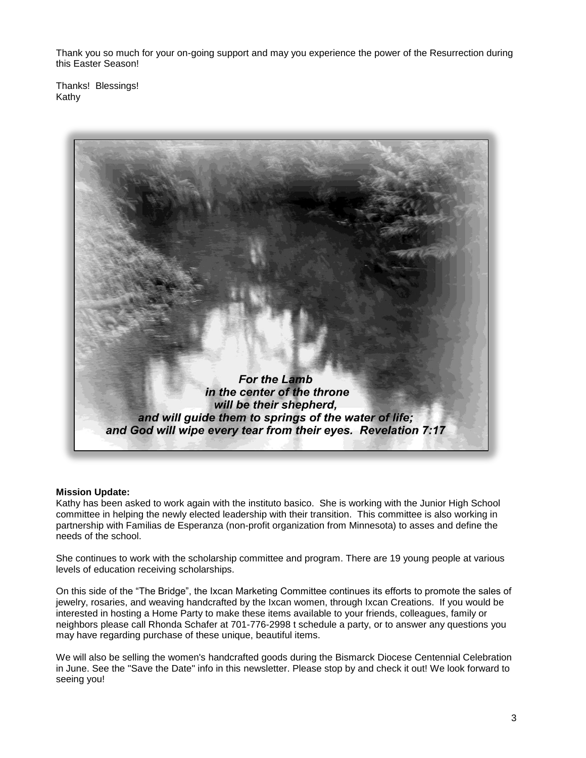Thank you so much for your on-going support and may you experience the power of the Resurrection during this Easter Season!

Thanks! Blessings!
Kathy

***For the Lamb***
***in the center of the throne***
***will be their shepherd,***
***and will guide them to springs of the water of life;***
***and God will wipe every tear from their eyes. Revelation 7:17***

**Mission Update:**
Kathy has been asked to work again with the instituto basico. She is working with the Junior High School committee in helping the newly elected leadership with their transition. This committee is also working in partnership with Familias de Esperanza (non-profit organization from Minnesota) to asses and define the needs of the school.

She continues to work with the scholarship committee and program. There are 19 young people at various levels of education receiving scholarships.

On this side of the "The Bridge", the Ixcan Marketing Committee continues its efforts to promote the sales of jewelry, rosaries, and weaving handcrafted by the Ixcan women, through Ixcan Creations. If you would be interested in hosting a Home Party to make these items available to your friends, colleagues, family or neighbors please call Rhonda Schafer at 701-776-2998 t schedule a party, or to answer any questions you may have regarding purchase of these unique, beautiful items.

We will also be selling the women's handcrafted goods during the Bismarck Diocese Centennial Celebration in June. See the "Save the Date" info in this newsletter. Please stop by and check it out! We look forward to seeing you!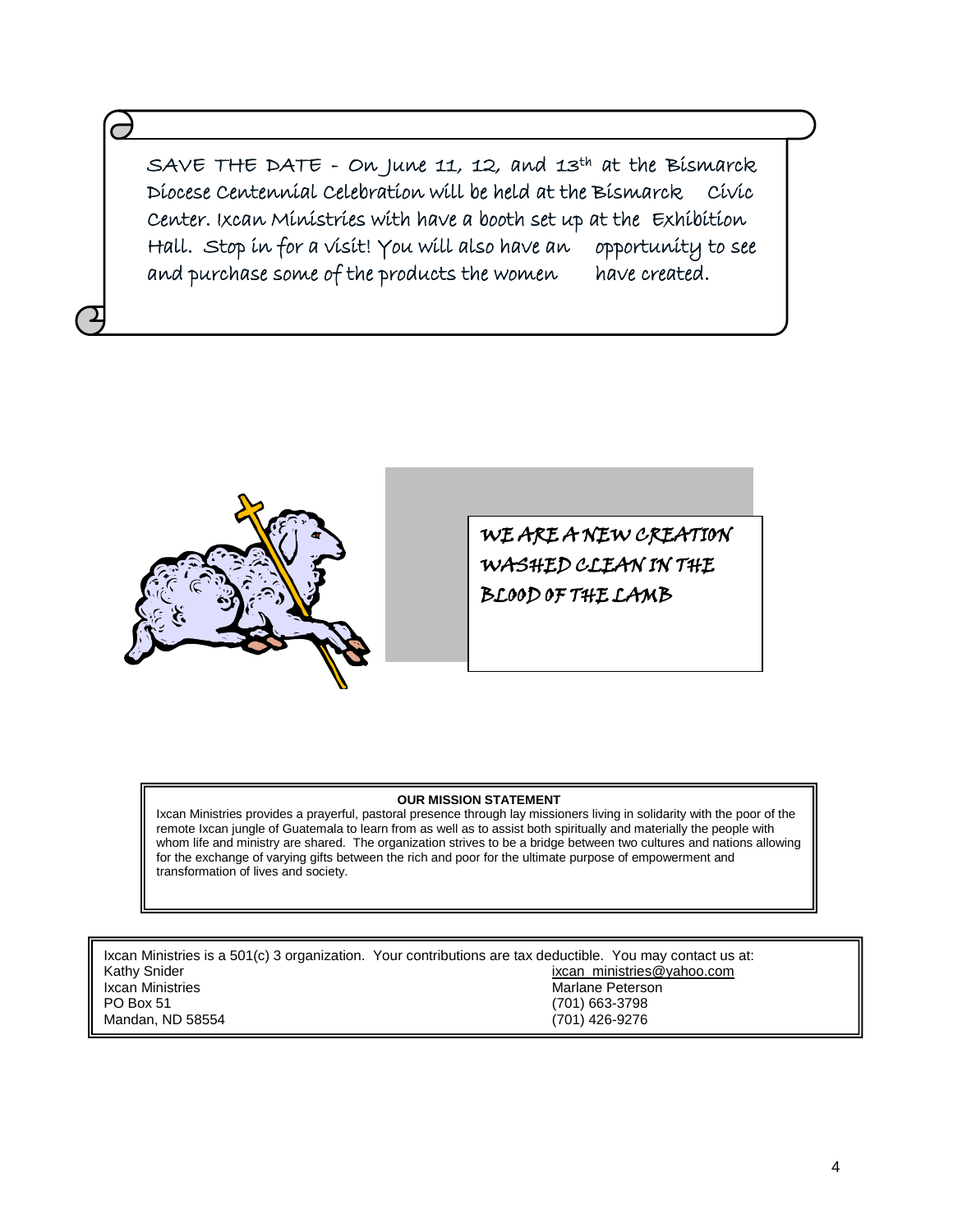SAVE THE DATE - On June 11, 12, and 13th at the Bismarck Diocese Centennial Celebration will be held at the Bismarck Civic Center. Ixcan Ministries with have a booth set up at the Exhibition Hall. Stop in for a visit! You will also have an opportunity to see and purchase some of the products the women have created.

WE ARE A NEW CREATION WASHED CLEAN IN THE BLOOD OF THE LAMB

**OUR MISSION STATEMENT**

Ixcan Ministries provides a prayerful, pastoral presence through lay missioners living in solidarity with the poor of the remote Ixcan jungle of Guatemala to learn from as well as to assist both spiritually and materially the people with whom life and ministry are shared. The organization strives to be a bridge between two cultures and nations allowing for the exchange of varying gifts between the rich and poor for the ultimate purpose of empowerment and transformation of lives and society.

Ixcan Ministries is a 501(c) 3 organization. Your contributions are tax deductible. You may contact us at:

Kathy Snider
Ixcan Ministries
PO Box 51
Mandan, ND 58554

ixcan_ministries@yahoo.com
Marlane Peterson
(701) 663-3798
(701) 426-9276